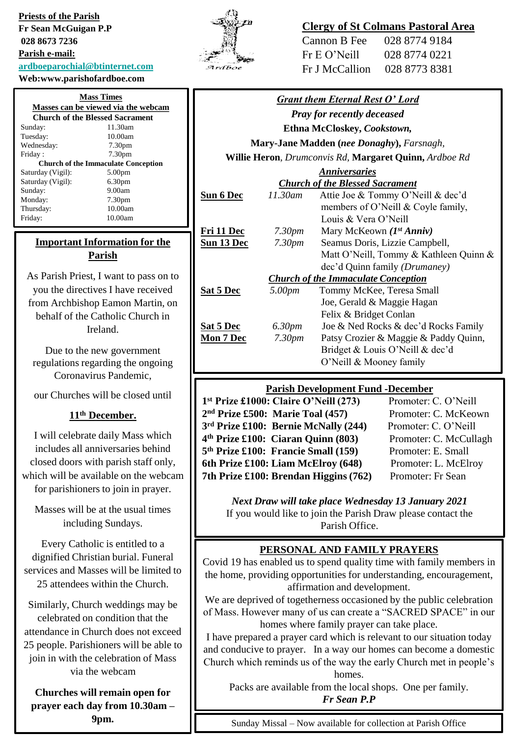**Priests of the Parish**
**Fr Sean McGuigan P.P**
**028 8673 7236**
**Parish e-mail:**
**ardboeparochial@btinternet.com**
**Web:www.parishofardboe.com**

Ardboe

**Clergy of St Colmans Pastoral Area**

| | |
|---|---|
| Cannon B Fee | 028 8774 9184 |
| Fr E O'Neill | 028 8774 0221 |
| Fr J McCallion | 028 8773 8381 |

**Mass Times**
**Masses can be viewed via the webcam**

**Church of the Blessed Sacrament**

| | |
|---|---|
| Sunday: | 11.30am |
| Tuesday: | 10.00am |
| Wednesday: | 7.30pm |
| Friday : | 7.30pm |

**Church of the Immaculate Conception**

| | |
|---|---|
| Saturday (Vigil): | 5.00pm |
| Saturday (Vigil): | 6.30pm |
| Sunday: | 9.00am |
| Monday: | 7.30pm |
| Thursday: | 10.00am |
| Friday: | 10.00am |

## Important Information for the Parish

As Parish Priest, I want to pass on to you the directives I have received from Archbishop Eamon Martin, on behalf of the Catholic Church in Ireland.

Due to the new government regulations regarding the ongoing Coronavirus Pandemic,

our Churches will be closed until

**11th December.**

I will celebrate daily Mass which includes all anniversaries behind closed doors with parish staff only, which will be available on the webcam for parishioners to join in prayer.

Masses will be at the usual times including Sundays.

Every Catholic is entitled to a dignified Christian burial. Funeral services and Masses will be limited to 25 attendees within the Church.

Similarly, Church weddings may be celebrated on condition that the attendance in Church does not exceed 25 people. Parishioners will be able to join in with the celebration of Mass via the webcam

**Churches will remain open for prayer each day from 10.30am – 9pm.**

***Grant them Eternal Rest O' Lord***

***Pray for recently deceased***

**Ethna McCloskey,** ***Cookstown,***

**Mary-Jane Madden (*nee Donaghy*),** *Farsnagh,*

**Willie Heron**, *Drumconvis Rd,* **Margaret Quinn,** *Ardboe Rd*

***Anniversaries***

***Church of the Blessed Sacrament***

| | | |
|---|---|---|
| **Sun 6 Dec** | *11.30am* | Attie Joe & Tommy O'Neill & dec'd members of O'Neill & Coyle family, Louis & Vera O'Neill |
| **Fri 11 Dec** | *7.30pm* | Mary McKeown ***(1st Anniv)*** |
| **Sun 13 Dec** | *7.30pm* | Seamus Doris, Lizzie Campbell, Matt O'Neill, Tommy & Kathleen Quinn & dec'd Quinn family *(Drumaney)* |

***Church of the Immaculate Conception***

| | | |
|---|---|---|
| **Sat 5 Dec** | *5.00pm* | Tommy McKee, Teresa Small Joe, Gerald & Maggie Hagan Felix & Bridget Conlan |
| **Sat 5 Dec** | *6.30pm* | Joe & Ned Rocks & dec'd Rocks Family |
| **Mon 7 Dec** | *7.30pm* | Patsy Crozier & Maggie & Paddy Quinn, Bridget & Louis O'Neill & dec'd O'Neill & Mooney family |

**Parish Development Fund -December**

| | |
|---|---|
| **1st Prize £1000: Claire O'Neill (273)** | Promoter: C. O'Neill |
| **2nd Prize £500: Marie Toal (457)** | Promoter: C. McKeown |
| **3rd Prize £100: Bernie McNally (244)** | Promoter: C. O'Neill |
| **4th Prize £100: Ciaran Quinn (803)** | Promoter: C. McCullagh |
| **5th Prize £100: Francie Small (159)** | Promoter: E. Small |
| **6th Prize £100: Liam McElroy (648)** | Promoter: L. McElroy |
| **7th Prize £100: Brendan Higgins (762)** | Promoter: Fr Sean |

***Next Draw will take place Wednesday 13 January 2021***
If you would like to join the Parish Draw please contact the Parish Office.

## PERSONAL AND FAMILY PRAYERS

Covid 19 has enabled us to spend quality time with family members in the home, providing opportunities for understanding, encouragement, affirmation and development.

We are deprived of togetherness occasioned by the public celebration of Mass. However many of us can create a "SACRED SPACE" in our homes where family prayer can take place.

I have prepared a prayer card which is relevant to our situation today and conducive to prayer. In a way our homes can become a domestic Church which reminds us of the way the early Church met in people's homes.

Packs are available from the local shops. One per family.

***Fr Sean P.P***

Sunday Missal – Now available for collection at Parish Office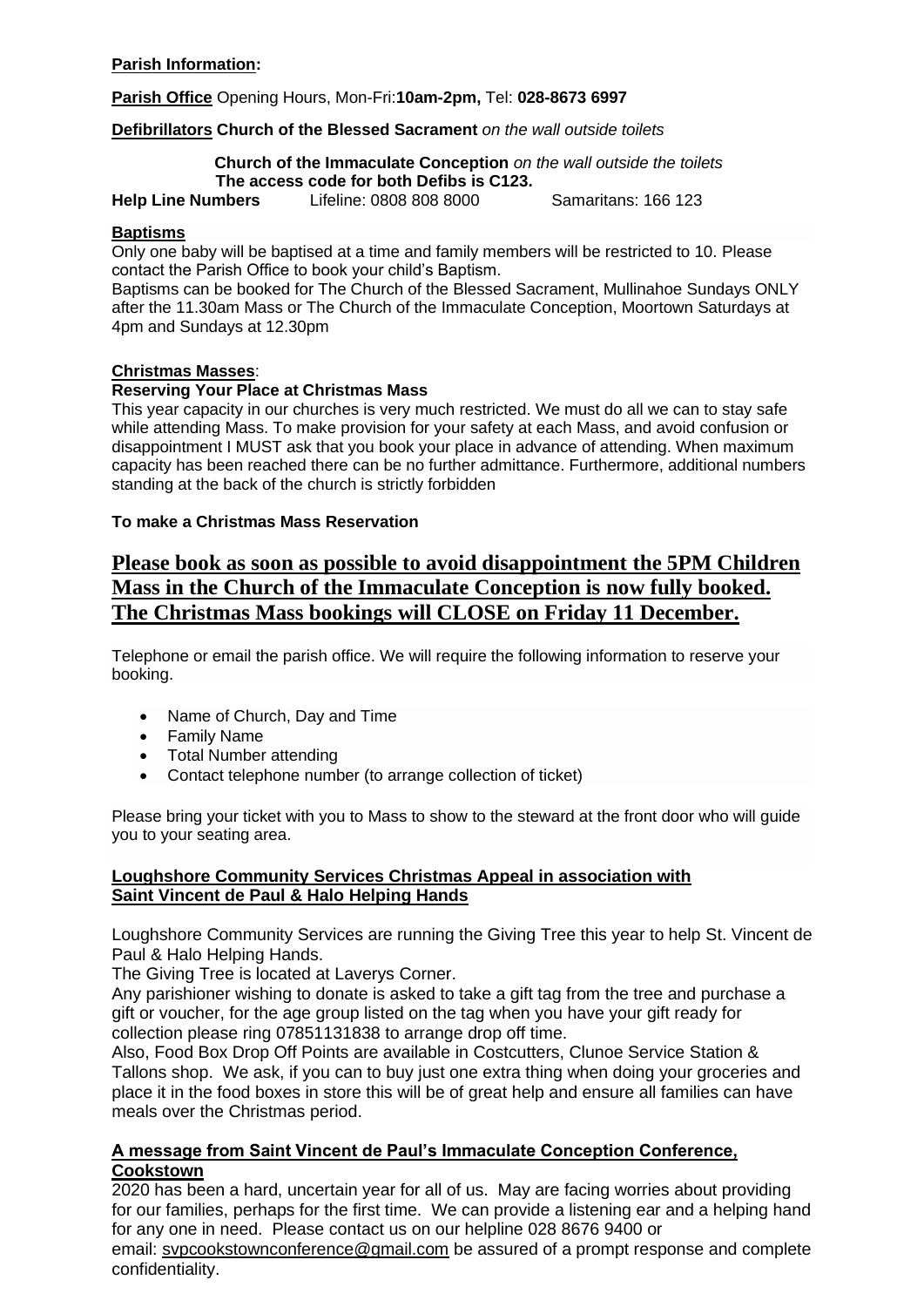**Parish Information:**

**Parish Office** Opening Hours, Mon-Fri:**10am-2pm,** Tel: **028-8673 6997**

**Defibrillators Church of the Blessed Sacrament** *on the wall outside toilets*

**Church of the Immaculate Conception** *on the wall outside the toilets*
**The access code for both Defibs is C123.**

**Help Line Numbers** Lifeline: 0808 808 8000 Samaritans: 166 123

**Baptisms**

Only one baby will be baptised at a time and family members will be restricted to 10. Please contact the Parish Office to book your child's Baptism.

Baptisms can be booked for The Church of the Blessed Sacrament, Mullinahoe Sundays ONLY after the 11.30am Mass or The Church of the Immaculate Conception, Moortown Saturdays at 4pm and Sundays at 12.30pm

**Christmas Masses**:

**Reserving Your Place at Christmas Mass**

This year capacity in our churches is very much restricted. We must do all we can to stay safe while attending Mass. To make provision for your safety at each Mass, and avoid confusion or disappointment I MUST ask that you book your place in advance of attending. When maximum capacity has been reached there can be no further admittance. Furthermore, additional numbers standing at the back of the church is strictly forbidden

**To make a Christmas Mass Reservation**

## Please book as soon as possible to avoid disappointment the 5PM Children Mass in the Church of the Immaculate Conception is now fully booked. The Christmas Mass bookings will CLOSE on Friday 11 December.

Telephone or email the parish office. We will require the following information to reserve your booking.

- Name of Church, Day and Time
- Family Name
- Total Number attending
- Contact telephone number (to arrange collection of ticket)

Please bring your ticket with you to Mass to show to the steward at the front door who will guide you to your seating area.

**Loughshore Community Services Christmas Appeal in association with Saint Vincent de Paul & Halo Helping Hands**

Loughshore Community Services are running the Giving Tree this year to help St. Vincent de Paul & Halo Helping Hands.

The Giving Tree is located at Laverys Corner.

Any parishioner wishing to donate is asked to take a gift tag from the tree and purchase a gift or voucher, for the age group listed on the tag when you have your gift ready for collection please ring 07851131838 to arrange drop off time.

Also, Food Box Drop Off Points are available in Costcutters, Clunoe Service Station & Tallons shop. We ask, if you can to buy just one extra thing when doing your groceries and place it in the food boxes in store this will be of great help and ensure all families can have meals over the Christmas period.

**A message from Saint Vincent de Paul's Immaculate Conception Conference, Cookstown**

2020 has been a hard, uncertain year for all of us. May are facing worries about providing for our families, perhaps for the first time. We can provide a listening ear and a helping hand for any one in need. Please contact us on our helpline 028 8676 9400 or email: svpcookstownconference@gmail.com be assured of a prompt response and complete confidentiality.